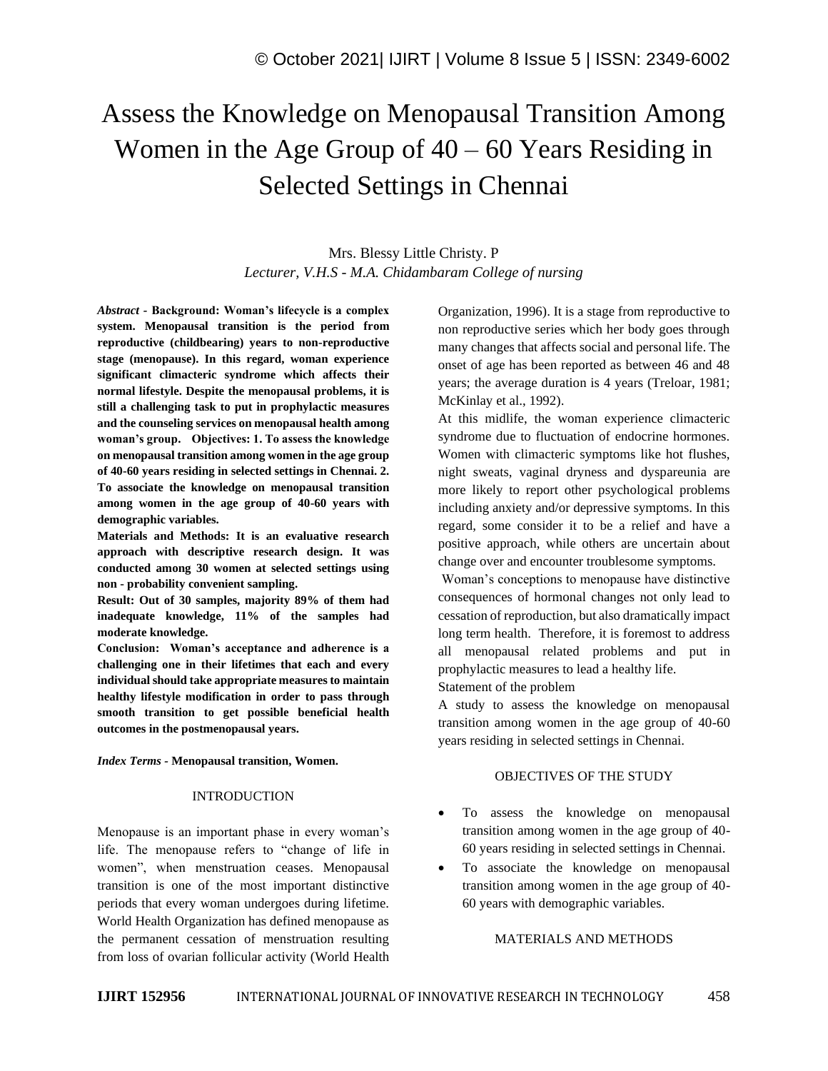# Assess the Knowledge on Menopausal Transition Among Women in the Age Group of 40 – 60 Years Residing in Selected Settings in Chennai

Mrs. Blessy Little Christy. P

*Lecturer, V.H.S - M.A. Chidambaram College of nursing*

***Abstract* - Background: Woman's lifecycle is a complex system. Menopausal transition is the period from reproductive (childbearing) years to non-reproductive stage (menopause). In this regard, woman experience significant climacteric syndrome which affects their normal lifestyle. Despite the menopausal problems, it is still a challenging task to put in prophylactic measures and the counseling services on menopausal health among woman's group. Objectives: 1. To assess the knowledge on menopausal transition among women in the age group of 40-60 years residing in selected settings in Chennai. 2. To associate the knowledge on menopausal transition among women in the age group of 40-60 years with demographic variables.**

**Materials and Methods: It is an evaluative research approach with descriptive research design. It was conducted among 30 women at selected settings using non - probability convenient sampling.**

**Result: Out of 30 samples, majority 89% of them had inadequate knowledge, 11% of the samples had moderate knowledge.**

**Conclusion: Woman's acceptance and adherence is a challenging one in their lifetimes that each and every individual should take appropriate measures to maintain healthy lifestyle modification in order to pass through smooth transition to get possible beneficial health outcomes in the postmenopausal years.**

***Index Terms* - Menopausal transition, Women.**

## INTRODUCTION

Menopause is an important phase in every woman's life. The menopause refers to "change of life in women", when menstruation ceases. Menopausal transition is one of the most important distinctive periods that every woman undergoes during lifetime. World Health Organization has defined menopause as the permanent cessation of menstruation resulting from loss of ovarian follicular activity (World Health Organization, 1996). It is a stage from reproductive to non reproductive series which her body goes through many changes that affects social and personal life. The onset of age has been reported as between 46 and 48 years; the average duration is 4 years (Treloar, 1981; McKinlay et al., 1992).

At this midlife, the woman experience climacteric syndrome due to fluctuation of endocrine hormones. Women with climacteric symptoms like hot flushes, night sweats, vaginal dryness and dyspareunia are more likely to report other psychological problems including anxiety and/or depressive symptoms. In this regard, some consider it to be a relief and have a positive approach, while others are uncertain about change over and encounter troublesome symptoms.

Woman's conceptions to menopause have distinctive consequences of hormonal changes not only lead to cessation of reproduction, but also dramatically impact long term health. Therefore, it is foremost to address all menopausal related problems and put in prophylactic measures to lead a healthy life.

Statement of the problem

A study to assess the knowledge on menopausal transition among women in the age group of 40-60 years residing in selected settings in Chennai.

## OBJECTIVES OF THE STUDY

- To assess the knowledge on menopausal transition among women in the age group of 40-60 years residing in selected settings in Chennai.
- To associate the knowledge on menopausal transition among women in the age group of 40-60 years with demographic variables.

## MATERIALS AND METHODS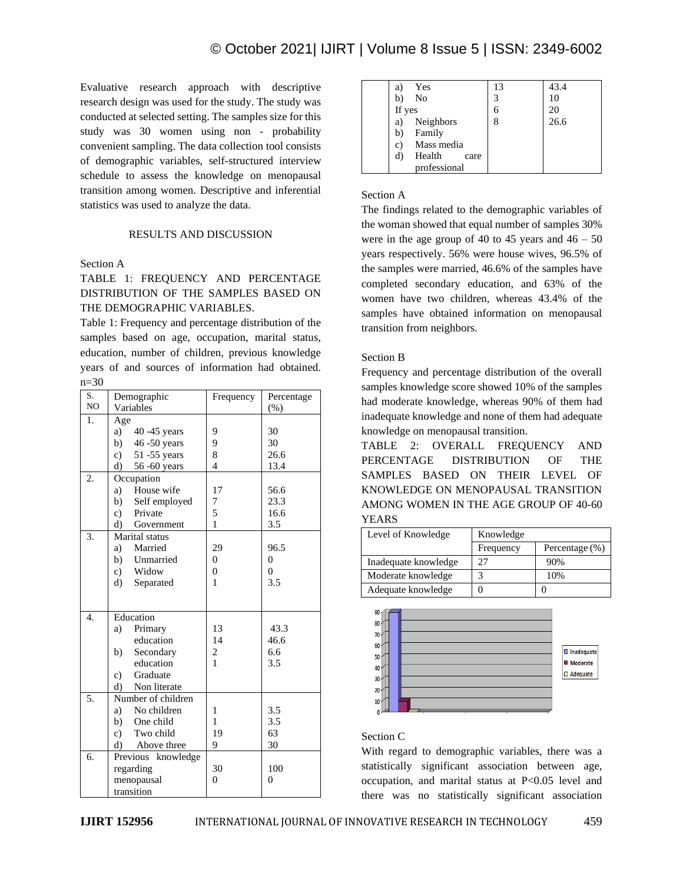Evaluative research approach with descriptive research design was used for the study. The study was conducted at selected setting. The samples size for this study was 30 women using non - probability convenient sampling. The data collection tool consists of demographic variables, self-structured interview schedule to assess the knowledge on menopausal transition among women. Descriptive and inferential statistics was used to analyze the data.

## RESULTS AND DISCUSSION

Section A

TABLE 1: FREQUENCY AND PERCENTAGE DISTRIBUTION OF THE SAMPLES BASED ON THE DEMOGRAPHIC VARIABLES.

Table 1: Frequency and percentage distribution of the samples based on age, occupation, marital status, education, number of children, previous knowledge years of and sources of information had obtained. n=30

| S. NO | Demographic Variables | Frequency | Percentage (%) |
|---|---|---|---|
| 1. | Age | | |
| | a) 40 -45 years | 9 | 30 |
| | b) 46 -50 years | 9 | 30 |
| | c) 51 -55 years | 8 | 26.6 |
| | d) 56 -60 years | 4 | 13.4 |
| 2. | Occupation | | |
| | a) House wife | 17 | 56.6 |
| | b) Self employed | 7 | 23.3 |
| | c) Private | 5 | 16.6 |
| | d) Government | 1 | 3.5 |
| 3. | Marital status | | |
| | a) Married | 29 | 96.5 |
| | b) Unmarried | 0 | 0 |
| | c) Widow | 0 | 0 |
| | d) Separated | 1 | 3.5 |
| 4. | Education | | |
| | a) Primary education | 13 | 43.3 |
| | b) Secondary education | 14 | 46.6 |
| | c) Graduate | 2 | 6.6 |
| | d) Non literate | 1 | 3.5 |
| 5. | Number of children | | |
| | a) No children | 1 | 3.5 |
| | b) One child | 1 | 3.5 |
| | c) Two child | 19 | 63 |
| | d) Above three | 9 | 30 |
| 6. | Previous knowledge regarding menopausal transition | 30 | 100 |
| | | 0 | 0 |
| | a) Yes | 13 | 43.4 |
| | b) No | 3 | 10 |
| | If yes | 6 | 20 |
| | a) Neighbors | 8 | 26.6 |
| | b) Family | | |
| | c) Mass media | | |
| | d) Health care professional | | |

Section A

The findings related to the demographic variables of the woman showed that equal number of samples 30% were in the age group of 40 to 45 years and 46 – 50 years respectively. 56% were house wives, 96.5% of the samples were married, 46.6% of the samples have completed secondary education, and 63% of the women have two children, whereas 43.4% of the samples have obtained information on menopausal transition from neighbors.

Section B

Frequency and percentage distribution of the overall samples knowledge score showed 10% of the samples had moderate knowledge, whereas 90% of them had inadequate knowledge and none of them had adequate knowledge on menopausal transition.

TABLE 2: OVERALL FREQUENCY AND PERCENTAGE DISTRIBUTION OF THE SAMPLES BASED ON THEIR LEVEL OF KNOWLEDGE ON MENOPAUSAL TRANSITION AMONG WOMEN IN THE AGE GROUP OF 40-60 YEARS

| Level of Knowledge | Knowledge | |
|---|---|---|
| | Frequency | Percentage (%) |
| Inadequate knowledge | 27 | 90% |
| Moderate knowledge | 3 | 10% |
| Adequate knowledge | 0 | 0 |

Section C

With regard to demographic variables, there was a statistically significant association between age, occupation, and marital status at $P<0.05$ level and there was no statistically significant association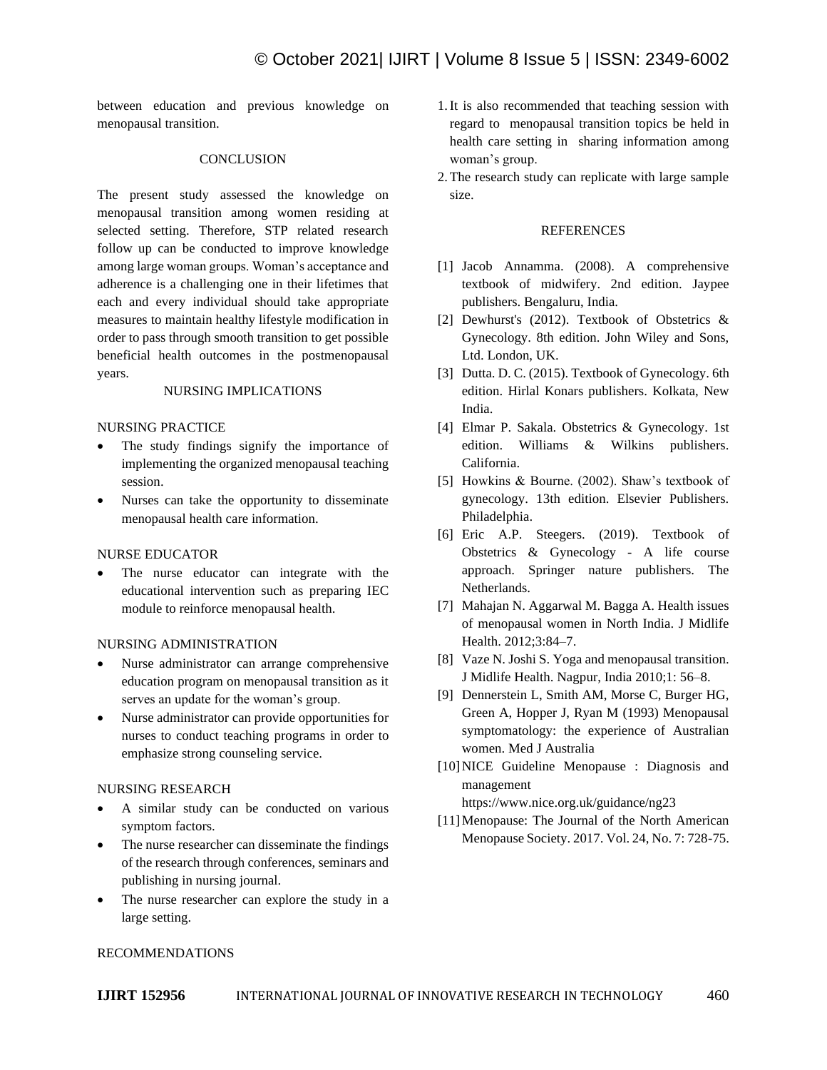between education and previous knowledge on menopausal transition.

## CONCLUSION

The present study assessed the knowledge on menopausal transition among women residing at selected setting. Therefore, STP related research follow up can be conducted to improve knowledge among large woman groups. Woman's acceptance and adherence is a challenging one in their lifetimes that each and every individual should take appropriate measures to maintain healthy lifestyle modification in order to pass through smooth transition to get possible beneficial health outcomes in the postmenopausal years.

## NURSING IMPLICATIONS

### NURSING PRACTICE

- The study findings signify the importance of implementing the organized menopausal teaching session.
- Nurses can take the opportunity to disseminate menopausal health care information.

### NURSE EDUCATOR

- The nurse educator can integrate with the educational intervention such as preparing IEC module to reinforce menopausal health.

### NURSING ADMINISTRATION

- Nurse administrator can arrange comprehensive education program on menopausal transition as it serves an update for the woman's group.
- Nurse administrator can provide opportunities for nurses to conduct teaching programs in order to emphasize strong counseling service.

### NURSING RESEARCH

- A similar study can be conducted on various symptom factors.
- The nurse researcher can disseminate the findings of the research through conferences, seminars and publishing in nursing journal.
- The nurse researcher can explore the study in a large setting.

## RECOMMENDATIONS

1. It is also recommended that teaching session with regard to menopausal transition topics be held in health care setting in sharing information among woman's group.
2. The research study can replicate with large sample size.

## REFERENCES

[1] Jacob Annamma. (2008). A comprehensive textbook of midwifery. 2nd edition. Jaypee publishers. Bengaluru, India.

[2] Dewhurst's (2012). Textbook of Obstetrics & Gynecology. 8th edition. John Wiley and Sons, Ltd. London, UK.

[3] Dutta. D. C. (2015). Textbook of Gynecology. 6th edition. Hirlal Konars publishers. Kolkata, New India.

[4] Elmar P. Sakala. Obstetrics & Gynecology. 1st edition. Williams & Wilkins publishers. California.

[5] Howkins & Bourne. (2002). Shaw's textbook of gynecology. 13th edition. Elsevier Publishers. Philadelphia.

[6] Eric A.P. Steegers. (2019). Textbook of Obstetrics & Gynecology - A life course approach. Springer nature publishers. The Netherlands.

[7] Mahajan N. Aggarwal M. Bagga A. Health issues of menopausal women in North India. J Midlife Health. 2012;3:84–7.

[8] Vaze N. Joshi S. Yoga and menopausal transition. J Midlife Health. Nagpur, India 2010;1: 56–8.

[9] Dennerstein L, Smith AM, Morse C, Burger HG, Green A, Hopper J, Ryan M (1993) Menopausal symptomatology: the experience of Australian women. Med J Australia

[10] NICE Guideline Menopause : Diagnosis and management https://www.nice.org.uk/guidance/ng23

[11] Menopause: The Journal of the North American Menopause Society. 2017. Vol. 24, No. 7: 728-75.